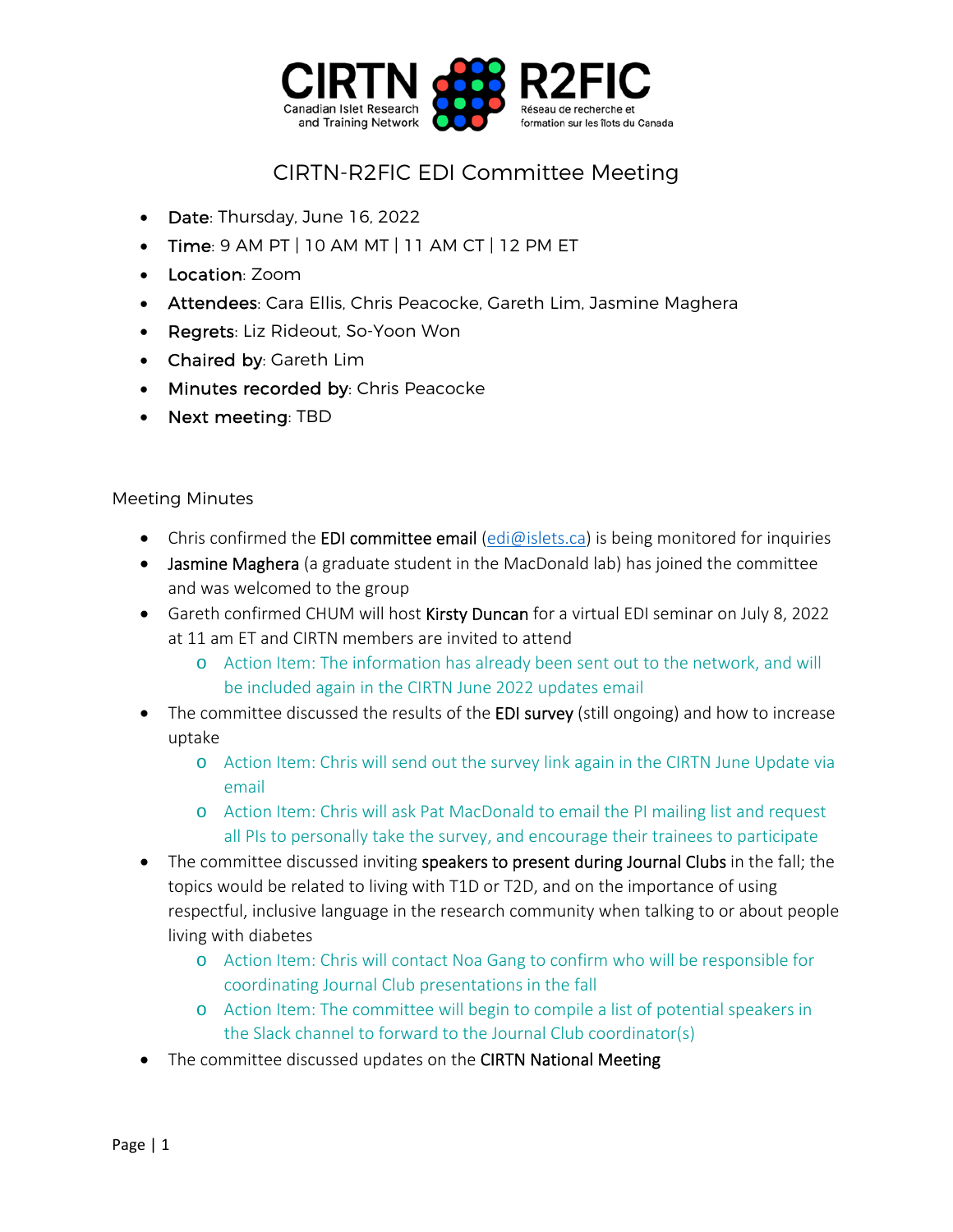CIRTN Canadian Islet Research and Training Network R2FIC Réseau de recherche et formation sur les îlots du Canada

# CIRTN-R2FIC EDI Committee Meeting

- **Date**: Thursday, June 16, 2022
- **Time**: 9 AM PT | 10 AM MT | 11 AM CT | 12 PM ET
- **Location**: Zoom
- **Attendees**: Cara Ellis, Chris Peacocke, Gareth Lim, Jasmine Maghera
- **Regrets**: Liz Rideout, So-Yoon Won
- **Chaired by**: Gareth Lim
- **Minutes recorded by**: Chris Peacocke
- **Next meeting**: TBD

## Meeting Minutes

- Chris confirmed the **EDI committee email** (edi@islets.ca) is being monitored for inquiries
- **Jasmine Maghera** (a graduate student in the MacDonald lab) has joined the committee and was welcomed to the group
- Gareth confirmed CHUM will host **Kirsty Duncan** for a virtual EDI seminar on July 8, 2022 at 11 am ET and CIRTN members are invited to attend
  - Action Item: The information has already been sent out to the network, and will be included again in the CIRTN June 2022 updates email
- The committee discussed the results of the **EDI survey** (still ongoing) and how to increase uptake
  - Action Item: Chris will send out the survey link again in the CIRTN June Update via email
  - Action Item: Chris will ask Pat MacDonald to email the PI mailing list and request all PIs to personally take the survey, and encourage their trainees to participate
- The committee discussed inviting **speakers to present during Journal Clubs** in the fall; the topics would be related to living with T1D or T2D, and on the importance of using respectful, inclusive language in the research community when talking to or about people living with diabetes
  - Action Item: Chris will contact Noa Gang to confirm who will be responsible for coordinating Journal Club presentations in the fall
  - Action Item: The committee will begin to compile a list of potential speakers in the Slack channel to forward to the Journal Club coordinator(s)
- The committee discussed updates on the **CIRTN National Meeting**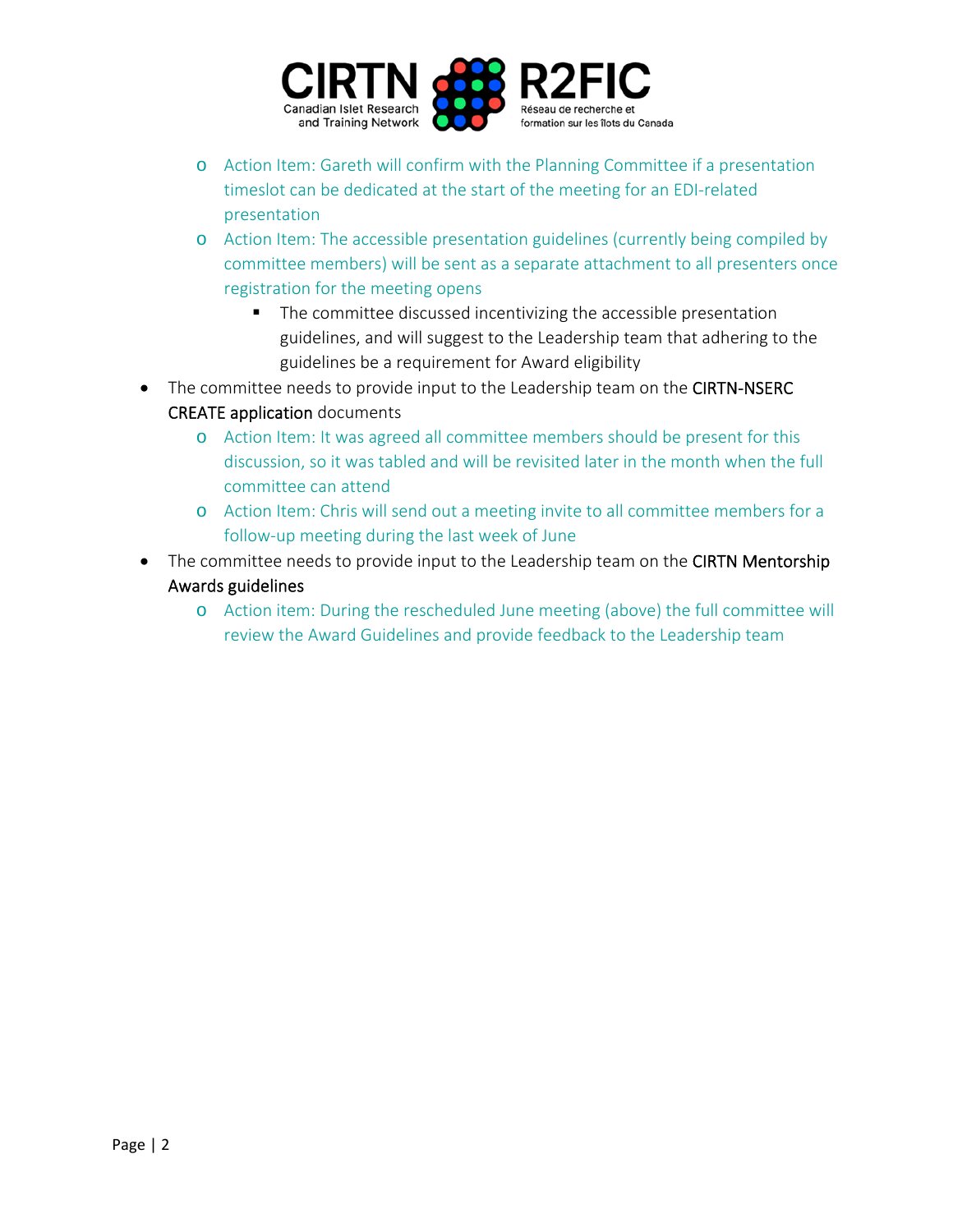- Action Item: Gareth will confirm with the Planning Committee if a presentation timeslot can be dedicated at the start of the meeting for an EDI-related presentation
- Action Item: The accessible presentation guidelines (currently being compiled by committee members) will be sent as a separate attachment to all presenters once registration for the meeting opens
  - The committee discussed incentivizing the accessible presentation guidelines, and will suggest to the Leadership team that adhering to the guidelines be a requirement for Award eligibility

- The committee needs to provide input to the Leadership team on the CIRTN-NSERC CREATE application documents
  - Action Item: It was agreed all committee members should be present for this discussion, so it was tabled and will be revisited later in the month when the full committee can attend
  - Action Item: Chris will send out a meeting invite to all committee members for a follow-up meeting during the last week of June
- The committee needs to provide input to the Leadership team on the CIRTN Mentorship Awards guidelines
  - Action item: During the rescheduled June meeting (above) the full committee will review the Award Guidelines and provide feedback to the Leadership team